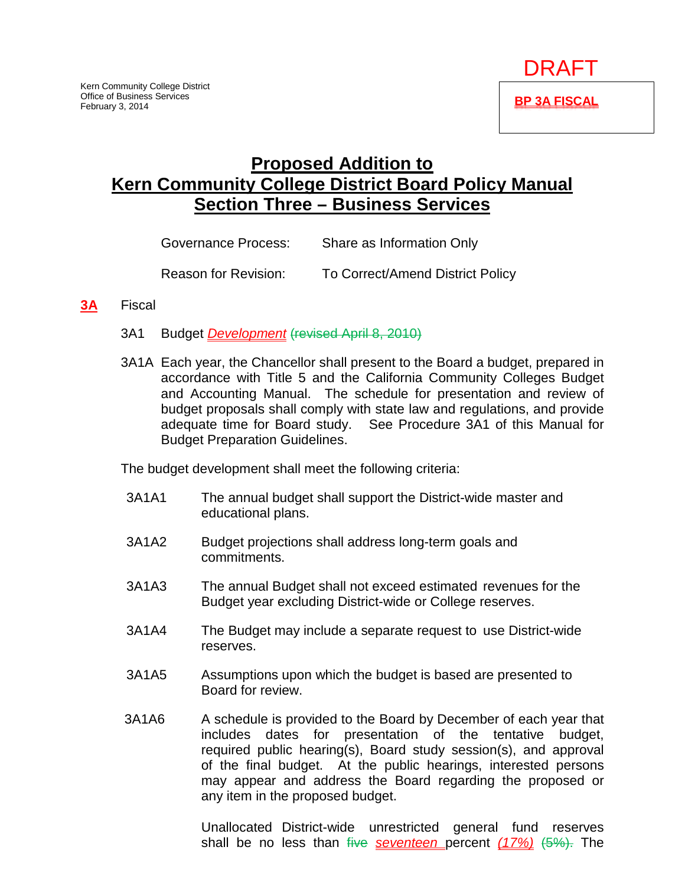Kern Community College District
Office of Business Services
February 3, 2014

DRAFT

**BP 3A FISCAL**

# Proposed Addition to Kern Community College District Board Policy Manual Section Three – Business Services

Governance Process: Share as Information Only

Reason for Revision: To Correct/Amend District Policy

**3A** Fiscal

3A1 Budget *Development* ~~(revised April 8, 2010)~~

3A1A Each year, the Chancellor shall present to the Board a budget, prepared in accordance with Title 5 and the California Community Colleges Budget and Accounting Manual. The schedule for presentation and review of budget proposals shall comply with state law and regulations, and provide adequate time for Board study. See Procedure 3A1 of this Manual for Budget Preparation Guidelines.

The budget development shall meet the following criteria:

3A1A1 The annual budget shall support the District-wide master and educational plans.

3A1A2 Budget projections shall address long-term goals and commitments.

3A1A3 The annual Budget shall not exceed estimated revenues for the Budget year excluding District-wide or College reserves.

3A1A4 The Budget may include a separate request to use District-wide reserves.

3A1A5 Assumptions upon which the budget is based are presented to Board for review.

3A1A6 A schedule is provided to the Board by December of each year that includes dates for presentation of the tentative budget, required public hearing(s), Board study session(s), and approval of the final budget. At the public hearings, interested persons may appear and address the Board regarding the proposed or any item in the proposed budget.

Unallocated District-wide unrestricted general fund reserves shall be no less than ~~five~~ *seventeen* percent *(17%)* ~~(5%).~~ The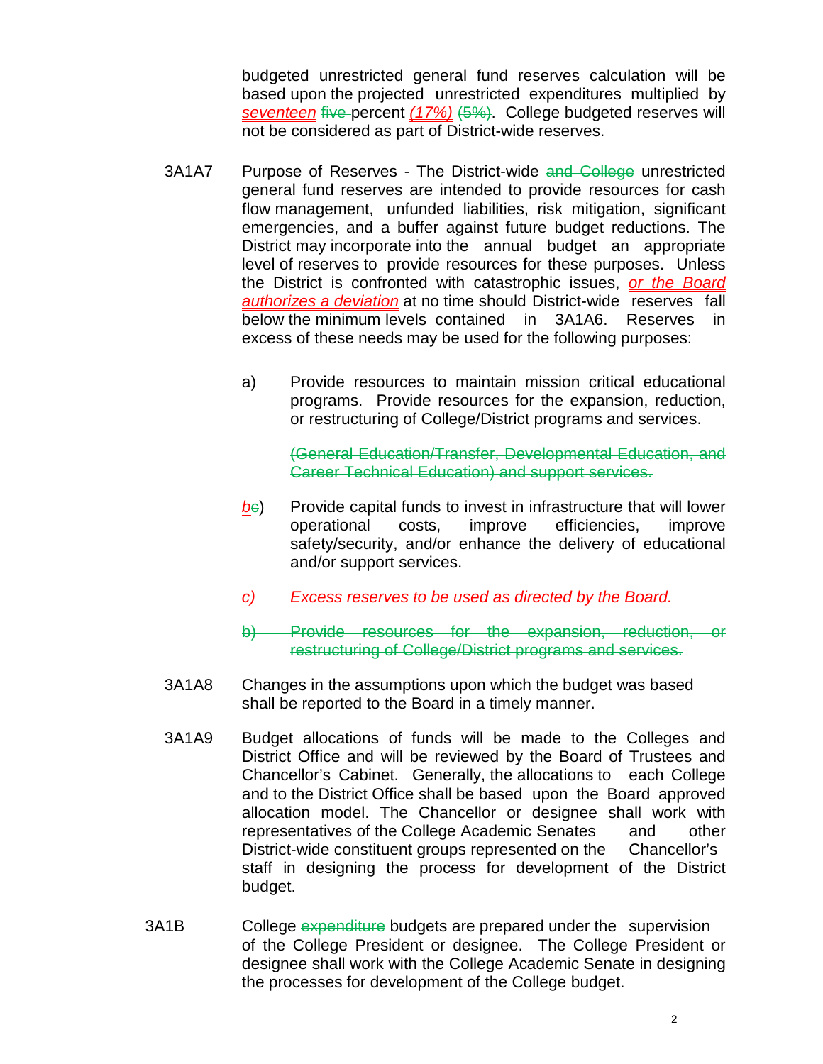budgeted unrestricted general fund reserves calculation will be based upon the projected unrestricted expenditures multiplied by *seventeen* ~~five~~ percent *(17%)* ~~(5%)~~. College budgeted reserves will not be considered as part of District-wide reserves.

3A1A7 Purpose of Reserves - The District-wide ~~and College~~ unrestricted general fund reserves are intended to provide resources for cash flow management, unfunded liabilities, risk mitigation, significant emergencies, and a buffer against future budget reductions. The District may incorporate into the annual budget an appropriate level of reserves to provide resources for these purposes. Unless the District is confronted with catastrophic issues, *or the Board authorizes a deviation* at no time should District-wide reserves fall below the minimum levels contained in 3A1A6. Reserves in excess of these needs may be used for the following purposes:

a) Provide resources to maintain mission critical educational programs. Provide resources for the expansion, reduction, or restructuring of College/District programs and services.

~~(General Education/Transfer, Developmental Education, and Career Technical Education) and support services.~~

*b*~~c~~) Provide capital funds to invest in infrastructure that will lower operational costs, improve efficiencies, improve safety/security, and/or enhance the delivery of educational and/or support services.

*c) Excess reserves to be used as directed by the Board.*

~~b) Provide resources for the expansion, reduction, or restructuring of College/District programs and services.~~

3A1A8 Changes in the assumptions upon which the budget was based shall be reported to the Board in a timely manner.

3A1A9 Budget allocations of funds will be made to the Colleges and District Office and will be reviewed by the Board of Trustees and Chancellor's Cabinet. Generally, the allocations to each College and to the District Office shall be based upon the Board approved allocation model. The Chancellor or designee shall work with representatives of the College Academic Senates and other District-wide constituent groups represented on the Chancellor's staff in designing the process for development of the District budget.

3A1B College ~~expenditure~~ budgets are prepared under the supervision of the College President or designee. The College President or designee shall work with the College Academic Senate in designing the processes for development of the College budget.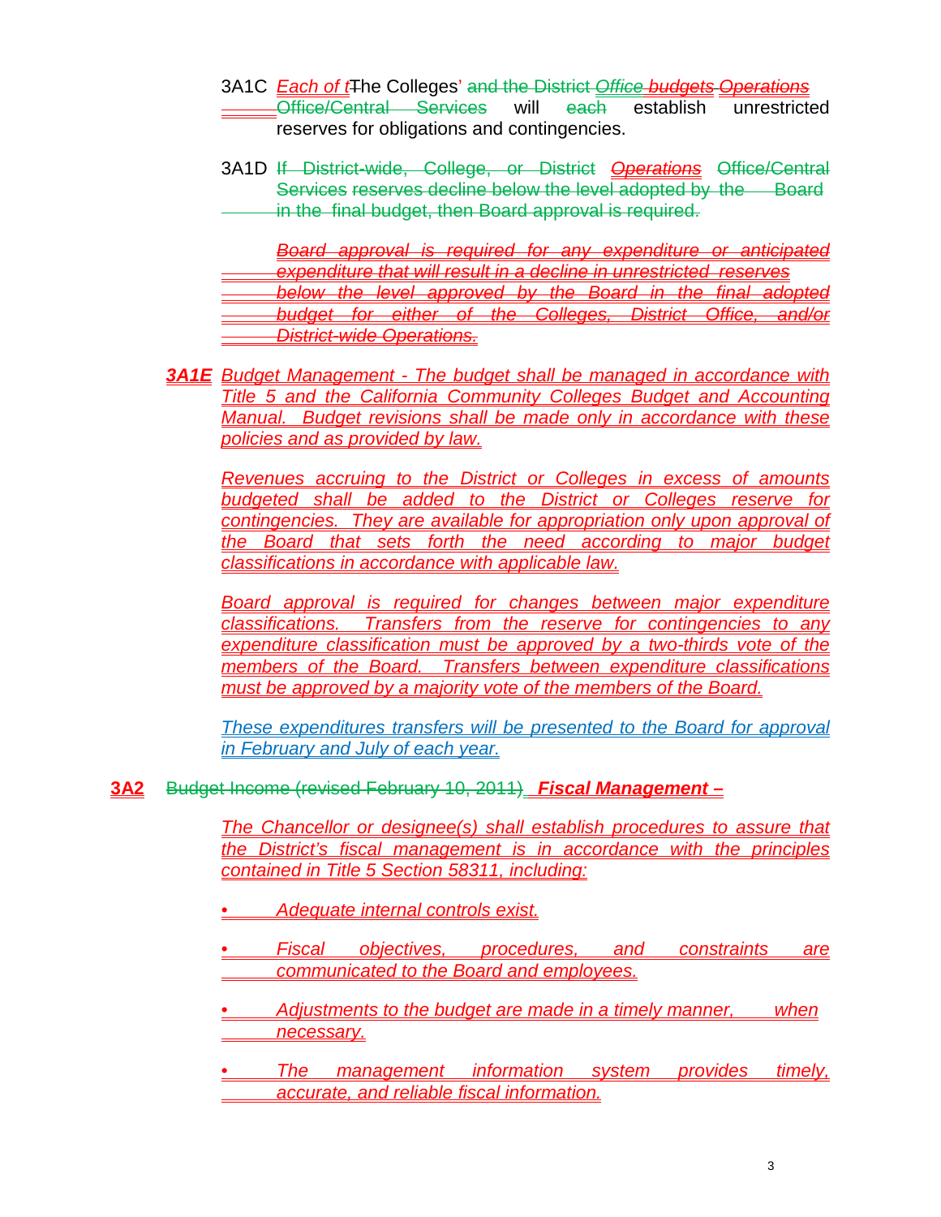3A1C *Each of t*The Colleges' and the District *Office budgets Operations* Office/Central Services will each establish unrestricted reserves for obligations and contingencies.

3A1D If District-wide, College, or District *Operations* Office/Central Services reserves decline below the level adopted by the Board in the final budget, then Board approval is required.

*Board approval is required for any expenditure or anticipated expenditure that will result in a decline in unrestricted reserves below the level approved by the Board in the final adopted budget for either of the Colleges, District Office, and/or District-wide Operations.*

***3A1E*** *Budget Management - The budget shall be managed in accordance with Title 5 and the California Community Colleges Budget and Accounting Manual. Budget revisions shall be made only in accordance with these policies and as provided by law.*

*Revenues accruing to the District or Colleges in excess of amounts budgeted shall be added to the District or Colleges reserve for contingencies. They are available for appropriation only upon approval of the Board that sets forth the need according to major budget classifications in accordance with applicable law.*

*Board approval is required for changes between major expenditure classifications. Transfers from the reserve for contingencies to any expenditure classification must be approved by a two-thirds vote of the members of the Board. Transfers between expenditure classifications must be approved by a majority vote of the members of the Board.*

*These expenditures transfers will be presented to the Board for approval in February and July of each year.*

**3A2** Budget Income (revised February 10, 2011) ***Fiscal Management –***

*The Chancellor or designee(s) shall establish procedures to assure that the District's fiscal management is in accordance with the principles contained in Title 5 Section 58311, including:*

- *Adequate internal controls exist.*
- *Fiscal objectives, procedures, and constraints are communicated to the Board and employees.*
- *Adjustments to the budget are made in a timely manner, when necessary.*
- *The management information system provides timely, accurate, and reliable fiscal information.*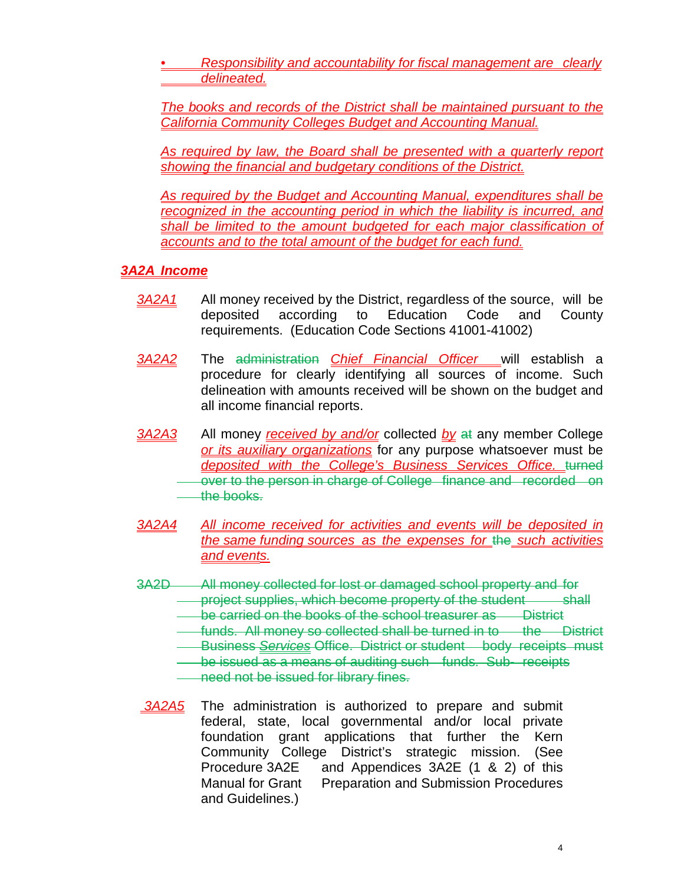- *Responsibility and accountability for fiscal management are clearly delineated.*

*The books and records of the District shall be maintained pursuant to the California Community Colleges Budget and Accounting Manual.*

*As required by law, the Board shall be presented with a quarterly report showing the financial and budgetary conditions of the District.*

*As required by the Budget and Accounting Manual, expenditures shall be recognized in the accounting period in which the liability is incurred, and shall be limited to the amount budgeted for each major classification of accounts and to the total amount of the budget for each fund.*

## *3A2A Income*

*3A2A1* All money received by the District, regardless of the source, will be deposited according to Education Code and County requirements. (Education Code Sections 41001-41002)

*3A2A2* The ~~administration~~ *Chief Financial Officer* will establish a procedure for clearly identifying all sources of income. Such delineation with amounts received will be shown on the budget and all income financial reports.

*3A2A3* All money *received by and/or* collected *by* ~~at~~ any member College *or its auxiliary organizations* for any purpose whatsoever must be *deposited with the College's Business Services Office.* ~~turned over to the person in charge of College finance and recorded on the books.~~

*3A2A4* *All income received for activities and events will be deposited in the same funding sources as the expenses for* ~~the~~ *such activities and events.*

~~3A2D All money collected for lost or damaged school property and for project supplies, which become property of the student shall be carried on the books of the school treasurer as District funds. All money so collected shall be turned in to the District Business *Services* Office. District or student body receipts must be issued as a means of auditing such funds. Sub- receipts need not be issued for library fines.~~

*3A2A5* The administration is authorized to prepare and submit federal, state, local governmental and/or local private foundation grant applications that further the Kern Community College District's strategic mission. (See Procedure 3A2E and Appendices 3A2E (1 & 2) of this Manual for Grant Preparation and Submission Procedures and Guidelines.)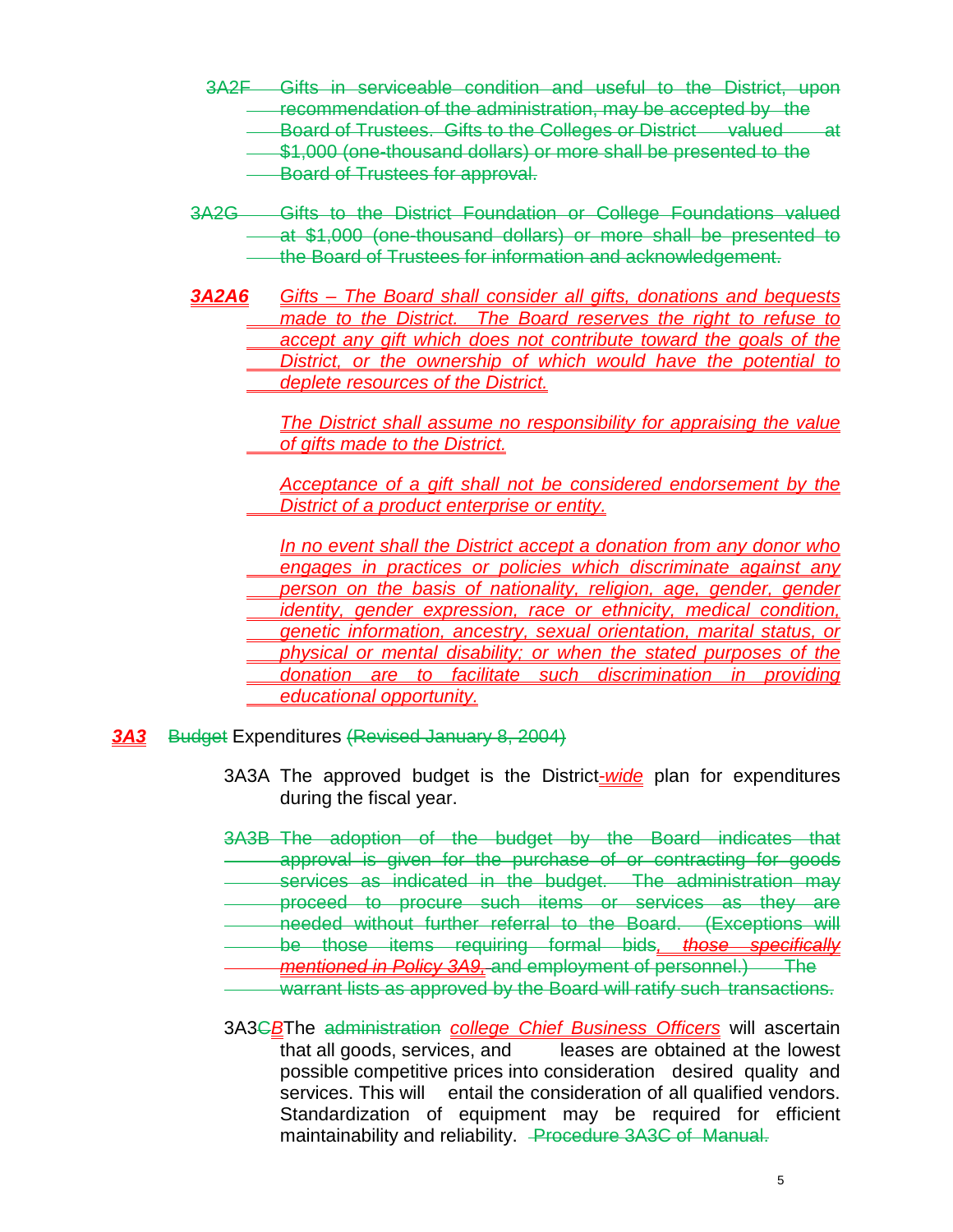3A2F Gifts in serviceable condition and useful to the District, upon recommendation of the administration, may be accepted by the Board of Trustees. Gifts to the Colleges or District valued at $1,000 (one-thousand dollars) or more shall be presented to the Board of Trustees for approval.

3A2G Gifts to the District Foundation or College Foundations valued at $1,000 (one-thousand dollars) or more shall be presented to the Board of Trustees for information and acknowledgement.

***3A2A6*** *Gifts – The Board shall consider all gifts, donations and bequests made to the District. The Board reserves the right to refuse to accept any gift which does not contribute toward the goals of the District, or the ownership of which would have the potential to deplete resources of the District.*

*The District shall assume no responsibility for appraising the value of gifts made to the District.*

*Acceptance of a gift shall not be considered endorsement by the District of a product enterprise or entity.*

*In no event shall the District accept a donation from any donor who engages in practices or policies which discriminate against any person on the basis of nationality, religion, age, gender, gender identity, gender expression, race or ethnicity, medical condition, genetic information, ancestry, sexual orientation, marital status, or physical or mental disability; or when the stated purposes of the donation are to facilitate such discrimination in providing educational opportunity.*

***3A3*** Budget Expenditures (Revised January 8, 2004)

3A3A The approved budget is the District*-wide* plan for expenditures during the fiscal year.

3A3B The adoption of the budget by the Board indicates that approval is given for the purchase of or contracting for goods services as indicated in the budget. The administration may proceed to procure such items or services as they are needed without further referral to the Board. (Exceptions will be those items requiring formal bids*, those specifically mentioned in Policy 3A9,* and employment of personnel.) The warrant lists as approved by the Board will ratify such transactions.

3A3C*B* The administration *college Chief Business Officers* will ascertain that all goods, services, and leases are obtained at the lowest possible competitive prices into consideration desired quality and services. This will entail the consideration of all qualified vendors. Standardization of equipment may be required for efficient maintainability and reliability. Procedure 3A3C of Manual.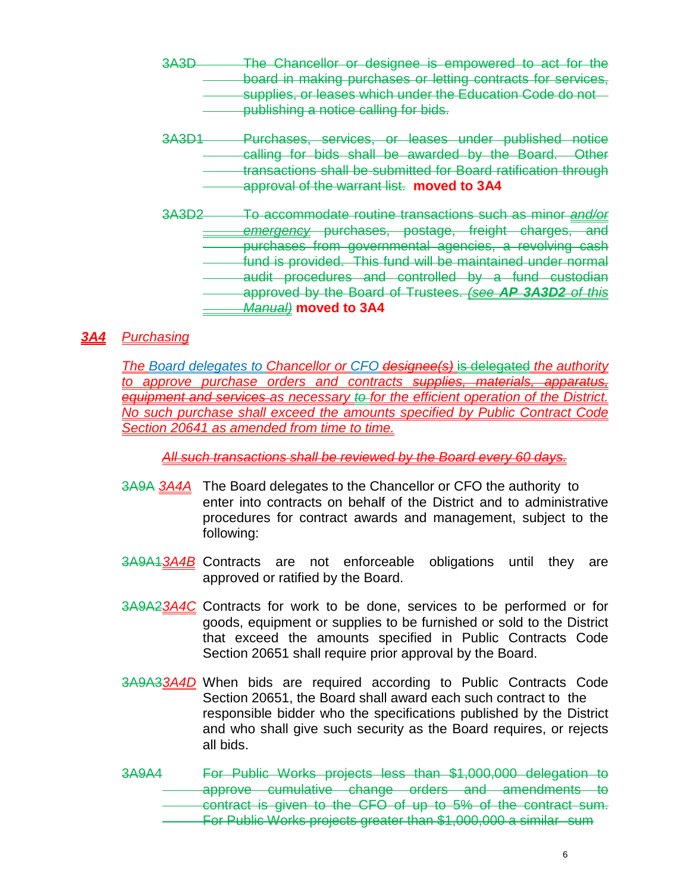~~3A3D The Chancellor or designee is empowered to act for the board in making purchases or letting contracts for services, supplies, or leases which under the Education Code do not publishing a notice calling for bids.~~

~~3A3D1 Purchases, services, or leases under published notice calling for bids shall be awarded by the Board. Other transactions shall be submitted for Board ratification through approval of the warrant list.~~ **moved to 3A4**

~~3A3D2 To accommodate routine transactions such as minor *and/or emergency* purchases, postage, freight charges, and purchases from governmental agencies, a revolving cash fund is provided. This fund will be maintained under normal audit procedures and controlled by a fund custodian approved by the Board of Trustees. *(see **AP 3A3D2** of this Manual)*~~ **moved to 3A4**

## ***3A4*** *Purchasing*

*The Board delegates to Chancellor or CFO ~~designee(s)~~ ~~is delegated~~ the authority to approve purchase orders and contracts ~~supplies, materials, apparatus, equipment and services~~ as necessary ~~to~~ for the efficient operation of the District. No such purchase shall exceed the amounts specified by Public Contract Code Section 20641 as amended from time to time.*

~~*All such transactions shall be reviewed by the Board every 60 days.*~~

~~3A9A~~ *3A4A* The Board delegates to the Chancellor or CFO the authority to enter into contracts on behalf of the District and to administrative procedures for contract awards and management, subject to the following:

~~3A9A1~~*3A4B* Contracts are not enforceable obligations until they are approved or ratified by the Board.

~~3A9A2~~*3A4C* Contracts for work to be done, services to be performed or for goods, equipment or supplies to be furnished or sold to the District that exceed the amounts specified in Public Contracts Code Section 20651 shall require prior approval by the Board.

~~3A9A3~~*3A4D* When bids are required according to Public Contracts Code Section 20651, the Board shall award each such contract to the responsible bidder who the specifications published by the District and who shall give such security as the Board requires, or rejects all bids.

~~3A9A4 For Public Works projects less than $1,000,000 delegation to approve cumulative change orders and amendments to contract is given to the CFO of up to 5% of the contract sum. For Public Works projects greater than $1,000,000 a similar sum~~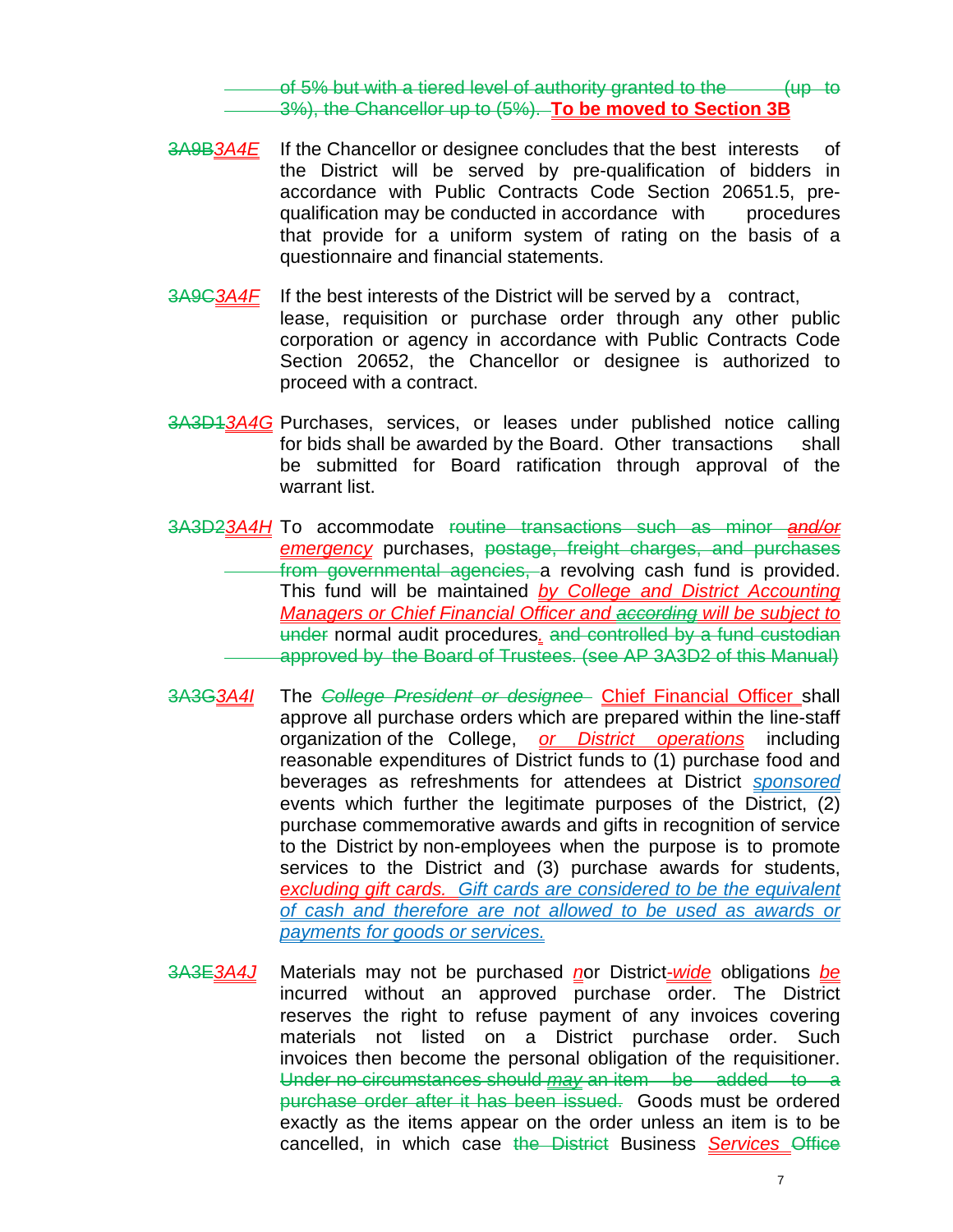~~of 5% but with a tiered level of authority granted to the (up to 3%), the Chancellor up to (5%).~~ **To be moved to Section 3B**

~~3A9B~~*3A4E* If the Chancellor or designee concludes that the best interests of the District will be served by pre-qualification of bidders in accordance with Public Contracts Code Section 20651.5, pre-qualification may be conducted in accordance with procedures that provide for a uniform system of rating on the basis of a questionnaire and financial statements.

~~3A9C~~*3A4F* If the best interests of the District will be served by a contract, lease, requisition or purchase order through any other public corporation or agency in accordance with Public Contracts Code Section 20652, the Chancellor or designee is authorized to proceed with a contract.

~~3A3D1~~*3A4G* Purchases, services, or leases under published notice calling for bids shall be awarded by the Board. Other transactions shall be submitted for Board ratification through approval of the warrant list.

~~3A3D2~~*3A4H* To accommodate ~~routine transactions such as minor~~ ~~*and/or*~~ *emergency* purchases, ~~postage, freight charges, and purchases from governmental agencies,~~ a revolving cash fund is provided. This fund will be maintained *by College and District Accounting Managers or Chief Financial Officer and* ~~*according*~~ *will be subject to* ~~under~~ normal audit procedures. ~~and controlled by a fund custodian approved by the Board of Trustees. (see AP 3A3D2 of this Manual)~~

~~3A3G~~*3A4I* The ~~*College President or designee*~~ Chief Financial Officer shall approve all purchase orders which are prepared within the line-staff organization of the College, *or District operations* including reasonable expenditures of District funds to (1) purchase food and beverages as refreshments for attendees at District *sponsored* events which further the legitimate purposes of the District, (2) purchase commemorative awards and gifts in recognition of service to the District by non-employees when the purpose is to promote services to the District and (3) purchase awards for students, *excluding gift cards. Gift cards are considered to be the equivalent of cash and therefore are not allowed to be used as awards or payments for goods or services.*

~~3A3E~~*3A4J* Materials may not be purchased *n*or District*-wide* obligations *be* incurred without an approved purchase order. The District reserves the right to refuse payment of any invoices covering materials not listed on a District purchase order. Such invoices then become the personal obligation of the requisitioner. ~~Under no circumstances should *may* an item be added to a purchase order after it has been issued.~~ Goods must be ordered exactly as the items appear on the order unless an item is to be cancelled, in which case ~~the District~~ Business *Services* ~~Office~~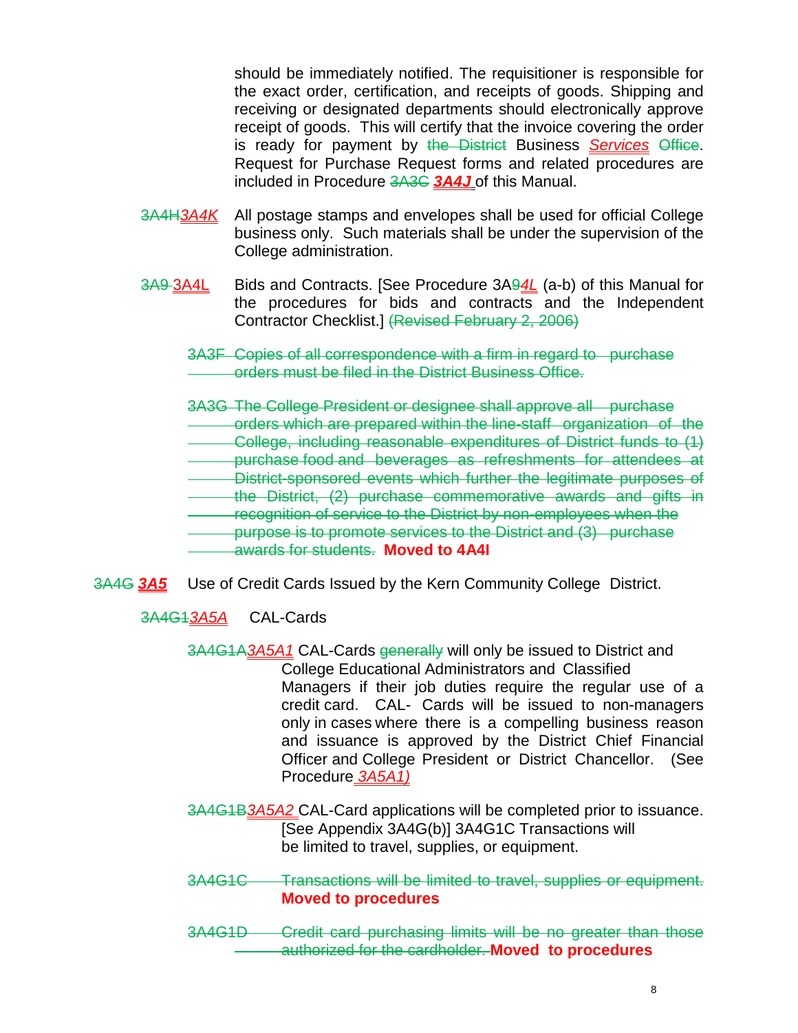should be immediately notified. The requisitioner is responsible for the exact order, certification, and receipts of goods. Shipping and receiving or designated departments should electronically approve receipt of goods. This will certify that the invoice covering the order is ready for payment by ~~the District~~ Business ***Services*** ~~Office~~. Request for Purchase Request forms and related procedures are included in Procedure ~~3A3C~~ ***3A4J*** of this Manual.

~~3A4H~~*3A4K* All postage stamps and envelopes shall be used for official College business only. Such materials shall be under the supervision of the College administration.

~~3A9~~ 3A4L Bids and Contracts. [See Procedure 3A~~9~~*4L* (a-b) of this Manual for the procedures for bids and contracts and the Independent Contractor Checklist.] ~~(Revised February 2, 2006)~~

~~3A3F Copies of all correspondence with a firm in regard to purchase orders must be filed in the District Business Office.~~

~~3A3G The College President or designee shall approve all purchase orders which are prepared within the line-staff organization of the College, including reasonable expenditures of District funds to (1) purchase food and beverages as refreshments for attendees at District-sponsored events which further the legitimate purposes of the District, (2) purchase commemorative awards and gifts in recognition of service to the District by non-employees when the purpose is to promote services to the District and (3) purchase awards for students.~~ **Moved to 4A4I**

~~3A4G~~ ***3A5*** Use of Credit Cards Issued by the Kern Community College District.

~~3A4G1~~*3A5A* CAL-Cards

~~3A4G1A~~*3A5A1* CAL-Cards ~~generally~~ will only be issued to District and College Educational Administrators and Classified Managers if their job duties require the regular use of a credit card. CAL- Cards will be issued to non-managers only in cases where there is a compelling business reason and issuance is approved by the District Chief Financial Officer and College President or District Chancellor. (See Procedure *3A5A1)*

~~3A4G1B~~*3A5A2* CAL-Card applications will be completed prior to issuance. [See Appendix 3A4G(b)] 3A4G1C Transactions will be limited to travel, supplies, or equipment.

~~3A4G1C Transactions will be limited to travel, supplies or equipment.~~ **Moved to procedures**

~~3A4G1D Credit card purchasing limits will be no greater than those authorized for the cardholder.~~ **Moved to procedures**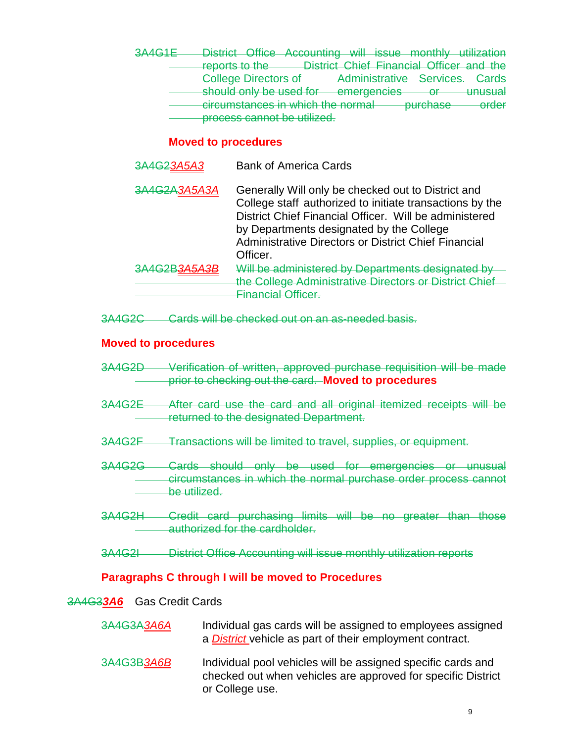~~3A4G1E District Office Accounting will issue monthly utilization reports to the District Chief Financial Officer and the College Directors of Administrative Services. Cards should only be used for emergencies or unusual circumstances in which the normal purchase order process cannot be utilized.~~

**Moved to procedures**

~~3A4G2~~*3A5A3* Bank of America Cards

~~3A4G2A~~*3A5A3A* Generally Will only be checked out to District and College staff authorized to initiate transactions by the District Chief Financial Officer. Will be administered by Departments designated by the College Administrative Directors or District Chief Financial Officer.

~~3A4G2B~~*3A5A3B* ~~Will be administered by Departments designated by the College Administrative Directors or District Chief Financial Officer.~~

~~3A4G2C Cards will be checked out on an as-needed basis.~~

**Moved to procedures**

~~3A4G2D Verification of written, approved purchase requisition will be made prior to checking out the card.~~ **Moved to procedures**

~~3A4G2E After card use the card and all original itemized receipts will be returned to the designated Department.~~

~~3A4G2F Transactions will be limited to travel, supplies, or equipment.~~

~~3A4G2G Cards should only be used for emergencies or unusual circumstances in which the normal purchase order process cannot be utilized.~~

~~3A4G2H Credit card purchasing limits will be no greater than those authorized for the cardholder.~~

~~3A4G2I District Office Accounting will issue monthly utilization reports~~

**Paragraphs C through I will be moved to Procedures**

~~3A4G3~~***3A6*** Gas Credit Cards

~~3A4G3A~~*3A6A* Individual gas cards will be assigned to employees assigned a *District* vehicle as part of their employment contract.

~~3A4G3B~~*3A6B* Individual pool vehicles will be assigned specific cards and checked out when vehicles are approved for specific District or College use.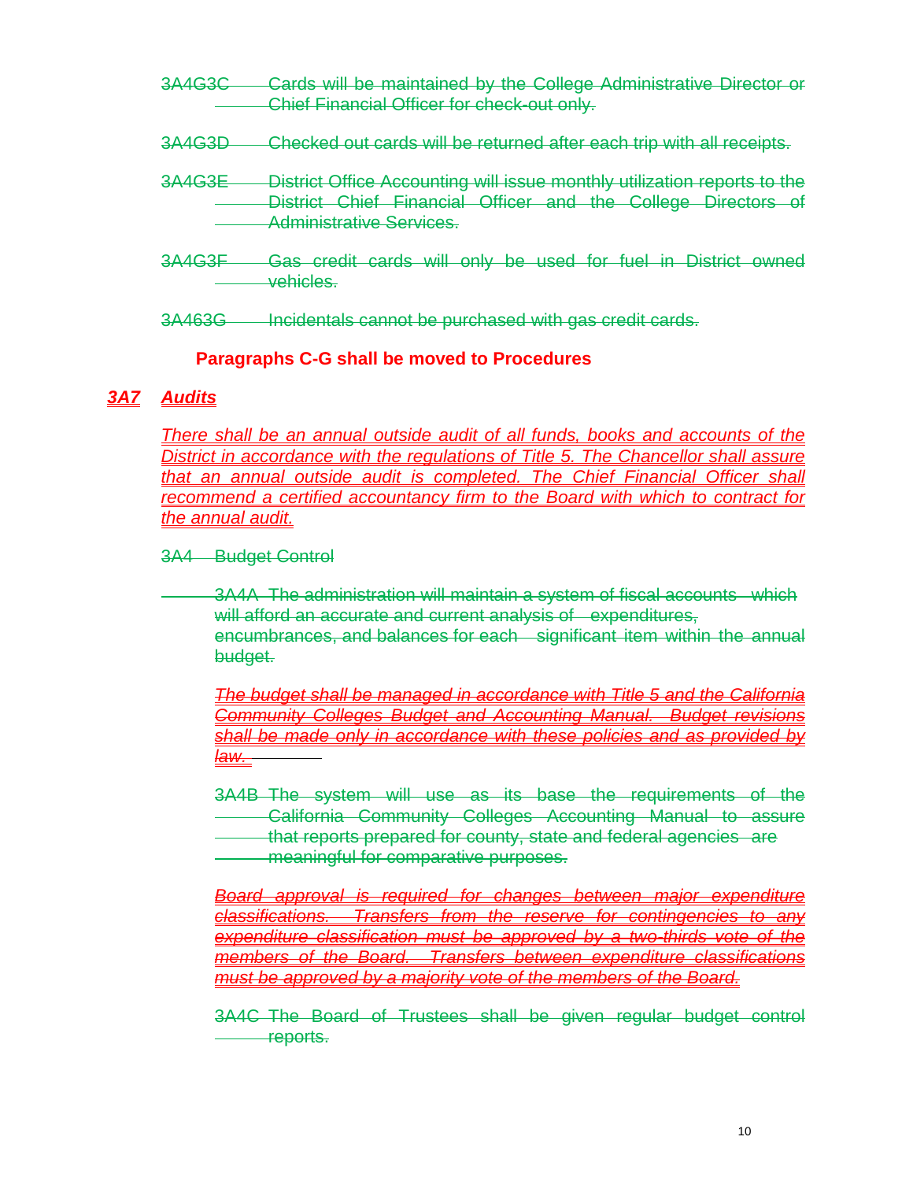~~3A4G3C Cards will be maintained by the College Administrative Director or Chief Financial Officer for check-out only.~~

~~3A4G3D Checked out cards will be returned after each trip with all receipts.~~

~~3A4G3E District Office Accounting will issue monthly utilization reports to the District Chief Financial Officer and the College Directors of Administrative Services.~~

~~3A4G3F Gas credit cards will only be used for fuel in District owned vehicles.~~

~~3A463G Incidentals cannot be purchased with gas credit cards.~~

**Paragraphs C-G shall be moved to Procedures**

## *<u>3A7 Audits</u>*

*<u>There shall be an annual outside audit of all funds, books and accounts of the District in accordance with the regulations of Title 5. The Chancellor shall assure that an annual outside audit is completed. The Chief Financial Officer shall recommend a certified accountancy firm to the Board with which to contract for the annual audit.</u>*

~~3A4 Budget Control~~

~~3A4A The administration will maintain a system of fiscal accounts which will afford an accurate and current analysis of expenditures, encumbrances, and balances for each significant item within the annual budget.~~

~~*The budget shall be managed in accordance with Title 5 and the California Community Colleges Budget and Accounting Manual. Budget revisions shall be made only in accordance with these policies and as provided by law.*~~

~~3A4B The system will use as its base the requirements of the California Community Colleges Accounting Manual to assure that reports prepared for county, state and federal agencies are meaningful for comparative purposes.~~

~~*Board approval is required for changes between major expenditure classifications. Transfers from the reserve for contingencies to any expenditure classification must be approved by a two-thirds vote of the members of the Board. Transfers between expenditure classifications must be approved by a majority vote of the members of the Board.*~~

~~3A4C The Board of Trustees shall be given regular budget control reports.~~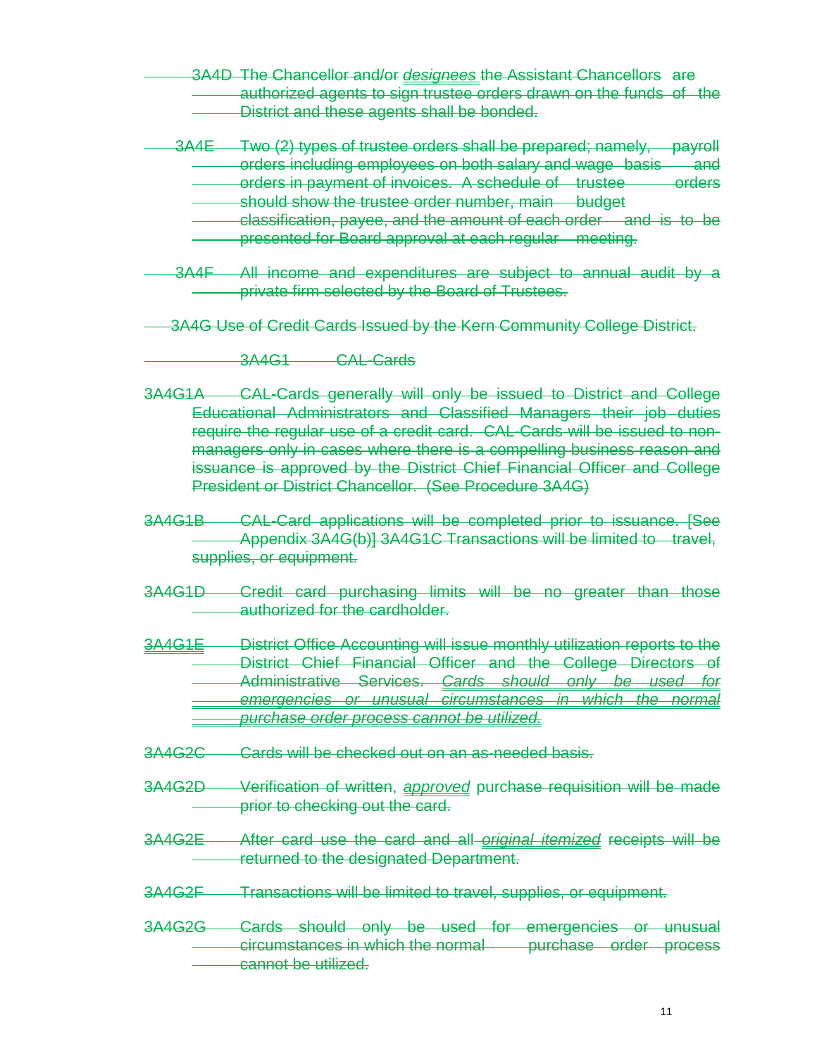3A4D The Chancellor and/or *designees* the Assistant Chancellors are authorized agents to sign trustee orders drawn on the funds of the District and these agents shall be bonded.

3A4E Two (2) types of trustee orders shall be prepared; namely, payroll orders including employees on both salary and wage basis and orders in payment of invoices. A schedule of trustee orders should show the trustee order number, main budget classification, payee, and the amount of each order and is to be presented for Board approval at each regular meeting.

3A4F All income and expenditures are subject to annual audit by a private firm selected by the Board of Trustees.

3A4G Use of Credit Cards Issued by the Kern Community College District.

3A4G1 CAL-Cards

3A4G1A CAL-Cards generally will only be issued to District and College Educational Administrators and Classified Managers their job duties require the regular use of a credit card. CAL-Cards will be issued to non-managers only in cases where there is a compelling business reason and issuance is approved by the District Chief Financial Officer and College President or District Chancellor. (See Procedure 3A4G)

3A4G1B CAL-Card applications will be completed prior to issuance. [See Appendix 3A4G(b)] 3A4G1C Transactions will be limited to travel, supplies, or equipment.

3A4G1D Credit card purchasing limits will be no greater than those authorized for the cardholder.

3A4G1E District Office Accounting will issue monthly utilization reports to the District Chief Financial Officer and the College Directors of Administrative Services. *Cards should only be used for emergencies or unusual circumstances in which the normal purchase order process cannot be utilized.*

3A4G2C Cards will be checked out on an as-needed basis.

3A4G2D Verification of written, *approved* purchase requisition will be made prior to checking out the card.

3A4G2E After card use the card and all *original itemized* receipts will be returned to the designated Department.

3A4G2F Transactions will be limited to travel, supplies, or equipment.

3A4G2G Cards should only be used for emergencies or unusual circumstances in which the normal purchase order process cannot be utilized.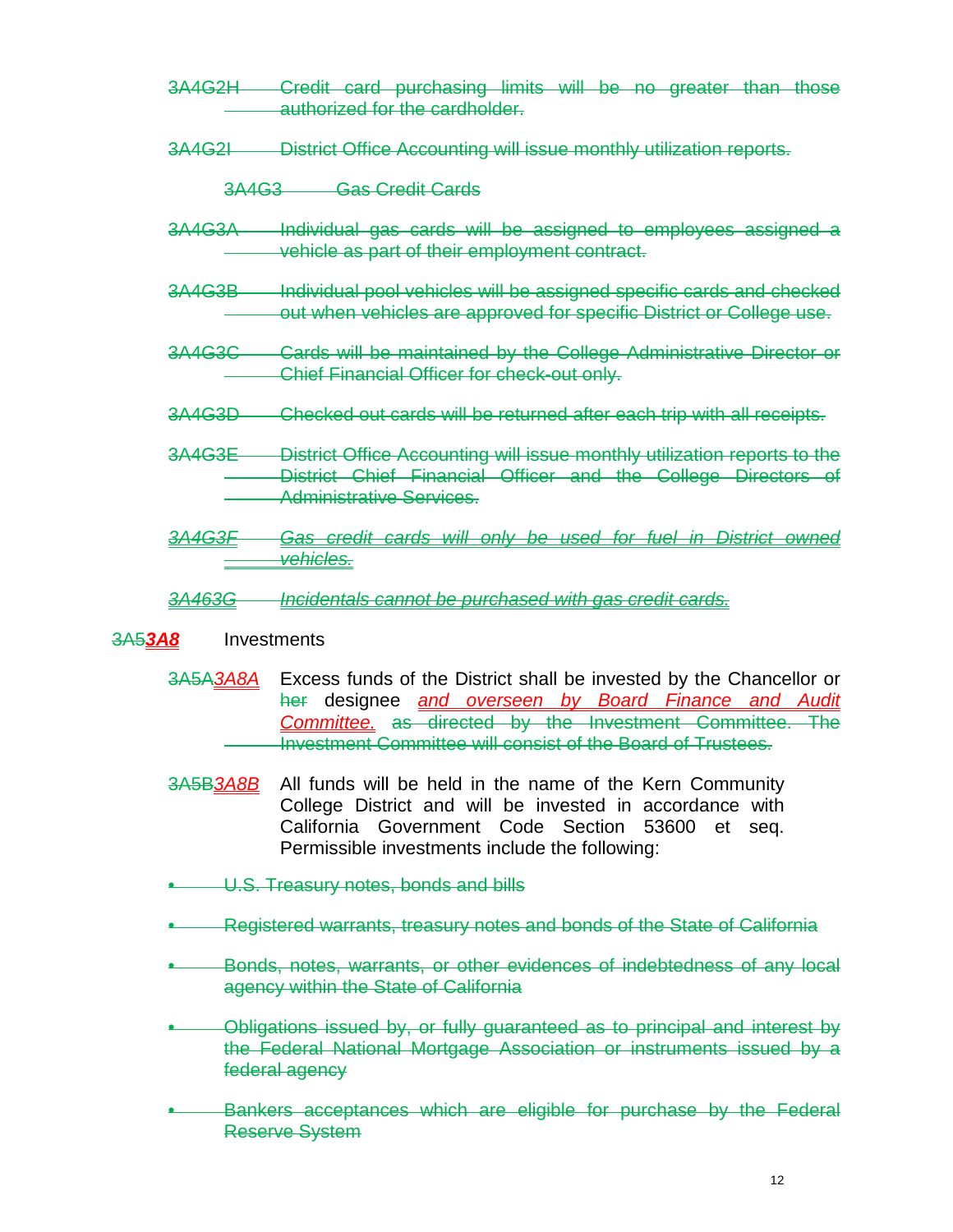~~3A4G2H Credit card purchasing limits will be no greater than those authorized for the cardholder.~~

~~3A4G2I District Office Accounting will issue monthly utilization reports.~~

~~3A4G3 Gas Credit Cards~~

~~3A4G3A Individual gas cards will be assigned to employees assigned a vehicle as part of their employment contract.~~

~~3A4G3B Individual pool vehicles will be assigned specific cards and checked out when vehicles are approved for specific District or College use.~~

~~3A4G3C Cards will be maintained by the College Administrative Director or Chief Financial Officer for check-out only.~~

~~3A4G3D Checked out cards will be returned after each trip with all receipts.~~

~~3A4G3E District Office Accounting will issue monthly utilization reports to the District Chief Financial Officer and the College Directors of Administrative Services.~~

~~*3A4G3F Gas credit cards will only be used for fuel in District owned vehicles.*~~

~~*3A463G Incidentals cannot be purchased with gas credit cards.*~~

~~3A5~~***3A8*** Investments

~~3A5A~~*3A8A* Excess funds of the District shall be invested by the Chancellor or ~~her~~ designee *and overseen by Board Finance and Audit Committee.* ~~as directed by the Investment Committee. The Investment Committee will consist of the Board of Trustees.~~

~~3A5B~~*3A8B* All funds will be held in the name of the Kern Community College District and will be invested in accordance with California Government Code Section 53600 et seq. Permissible investments include the following:

- ~~U.S. Treasury notes, bonds and bills~~
- ~~Registered warrants, treasury notes and bonds of the State of California~~
- ~~Bonds, notes, warrants, or other evidences of indebtedness of any local agency within the State of California~~
- ~~Obligations issued by, or fully guaranteed as to principal and interest by the Federal National Mortgage Association or instruments issued by a federal agency~~
- ~~Bankers acceptances which are eligible for purchase by the Federal Reserve System~~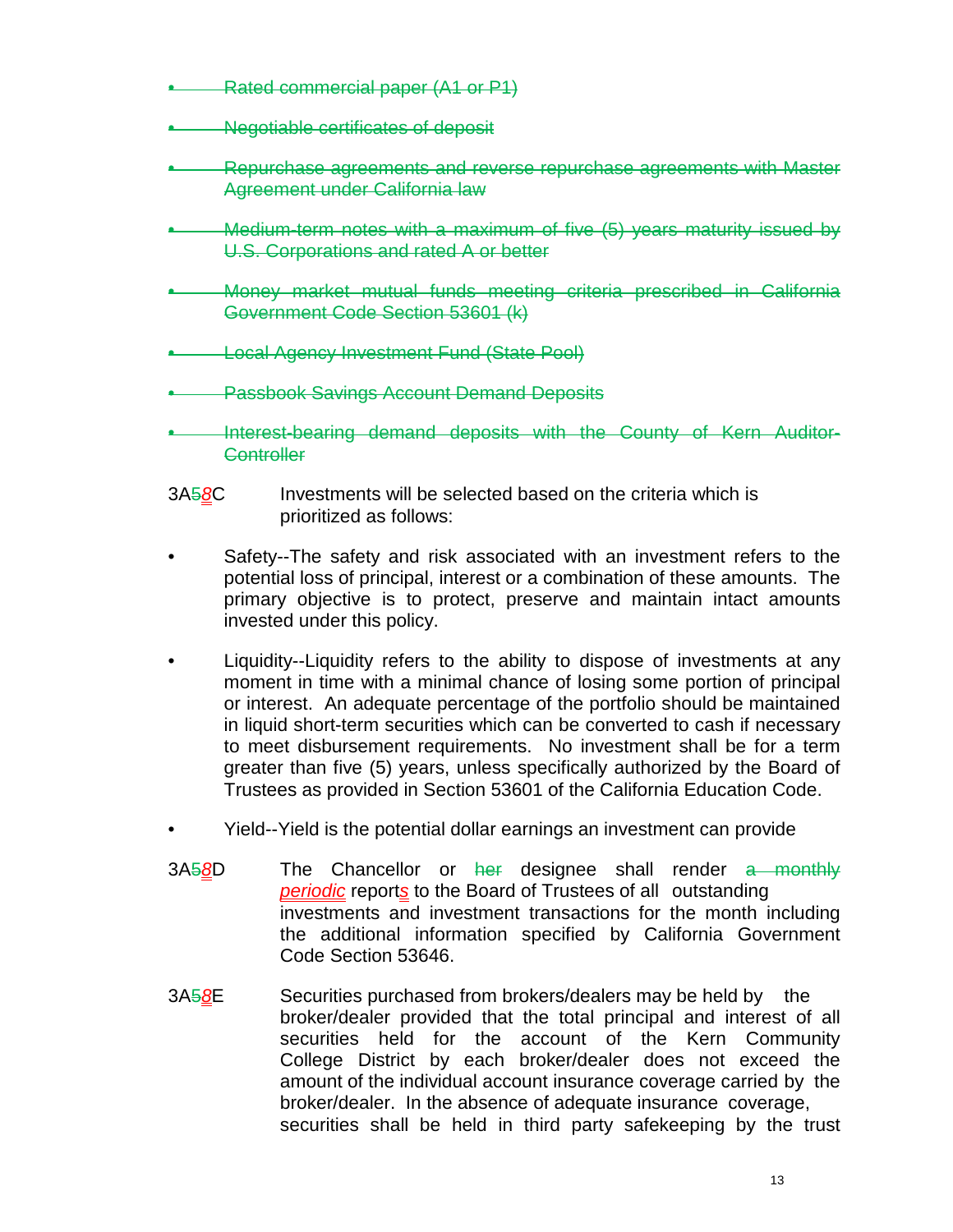- ~~Rated commercial paper (A1 or P1)~~
- ~~Negotiable certificates of deposit~~
- ~~Repurchase agreements and reverse repurchase agreements with Master Agreement under California law~~
- ~~Medium-term notes with a maximum of five (5) years maturity issued by U.S. Corporations and rated A or better~~
- ~~Money market mutual funds meeting criteria prescribed in California Government Code Section 53601 (k)~~
- ~~Local Agency Investment Fund (State Pool)~~
- ~~Passbook Savings Account Demand Deposits~~
- ~~Interest-bearing demand deposits with the County of Kern Auditor-Controller~~

3A~~5~~*8*C Investments will be selected based on the criteria which is prioritized as follows:

- Safety--The safety and risk associated with an investment refers to the potential loss of principal, interest or a combination of these amounts. The primary objective is to protect, preserve and maintain intact amounts invested under this policy.
- Liquidity--Liquidity refers to the ability to dispose of investments at any moment in time with a minimal chance of losing some portion of principal or interest. An adequate percentage of the portfolio should be maintained in liquid short-term securities which can be converted to cash if necessary to meet disbursement requirements. No investment shall be for a term greater than five (5) years, unless specifically authorized by the Board of Trustees as provided in Section 53601 of the California Education Code.
- Yield--Yield is the potential dollar earnings an investment can provide

3A~~5~~*8*D The Chancellor or ~~her~~ designee shall render ~~a monthly~~ *periodic* report*s* to the Board of Trustees of all outstanding investments and investment transactions for the month including the additional information specified by California Government Code Section 53646.

3A~~5~~*8*E Securities purchased from brokers/dealers may be held by the broker/dealer provided that the total principal and interest of all securities held for the account of the Kern Community College District by each broker/dealer does not exceed the amount of the individual account insurance coverage carried by the broker/dealer. In the absence of adequate insurance coverage, securities shall be held in third party safekeeping by the trust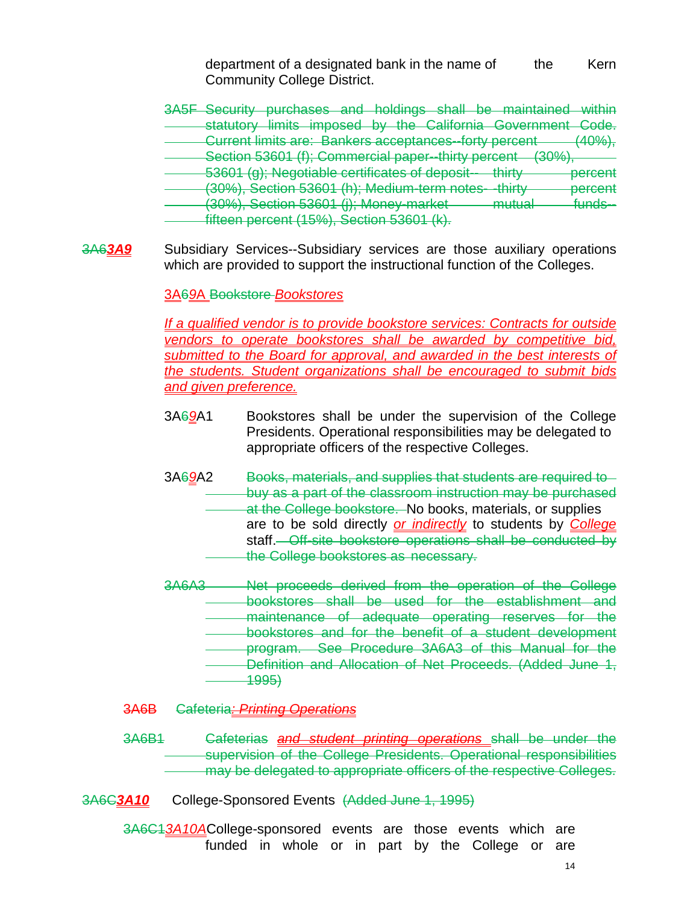department of a designated bank in the name of the Kern Community College District.

~~3A5F Security purchases and holdings shall be maintained within statutory limits imposed by the California Government Code. Current limits are: Bankers acceptances--forty percent (40%), Section 53601 (f); Commercial paper--thirty percent (30%), 53601 (g); Negotiable certificates of deposit-- thirty percent (30%), Section 53601 (h); Medium-term notes- -thirty percent (30%), Section 53601 (j); Money-market mutual funds--fifteen percent (15%), Section 53601 (k).~~

~~3A6~~***3A9*** Subsidiary Services--Subsidiary services are those auxiliary operations which are provided to support the instructional function of the Colleges.

3A~~6~~9A ~~Bookstore~~ *Bookstores*

*If a qualified vendor is to provide bookstore services: Contracts for outside vendors to operate bookstores shall be awarded by competitive bid, submitted to the Board for approval, and awarded in the best interests of the students. Student organizations shall be encouraged to submit bids and given preference.*

3A~~6~~*9*A1 Bookstores shall be under the supervision of the College Presidents. Operational responsibilities may be delegated to appropriate officers of the respective Colleges.

3A~~6~~*9*A2 ~~Books, materials, and supplies that students are required to buy as a part of the classroom instruction may be purchased at the College bookstore.~~ No books, materials, or supplies are to be sold directly *or indirectly* to students by *College* staff. ~~Off-site bookstore operations shall be conducted by the College bookstores as necessary.~~

~~3A6A3 Net proceeds derived from the operation of the College bookstores shall be used for the establishment and maintenance of adequate operating reserves for the bookstores and for the benefit of a student development program. See Procedure 3A6A3 of this Manual for the Definition and Allocation of Net Proceeds. (Added June 1, 1995)~~

~~3A6B Cafeteria~~*~~: Printing Operations~~*

~~3A6B1 Cafeterias~~ *~~and student printing operations~~* ~~shall be under the supervision of the College Presidents. Operational responsibilities may be delegated to appropriate officers of the respective Colleges.~~

~~3A6C~~***3A10*** College-Sponsored Events ~~(Added June 1, 1995)~~

~~3A6C1~~*3A10A* College-sponsored events are those events which are funded in whole or in part by the College or are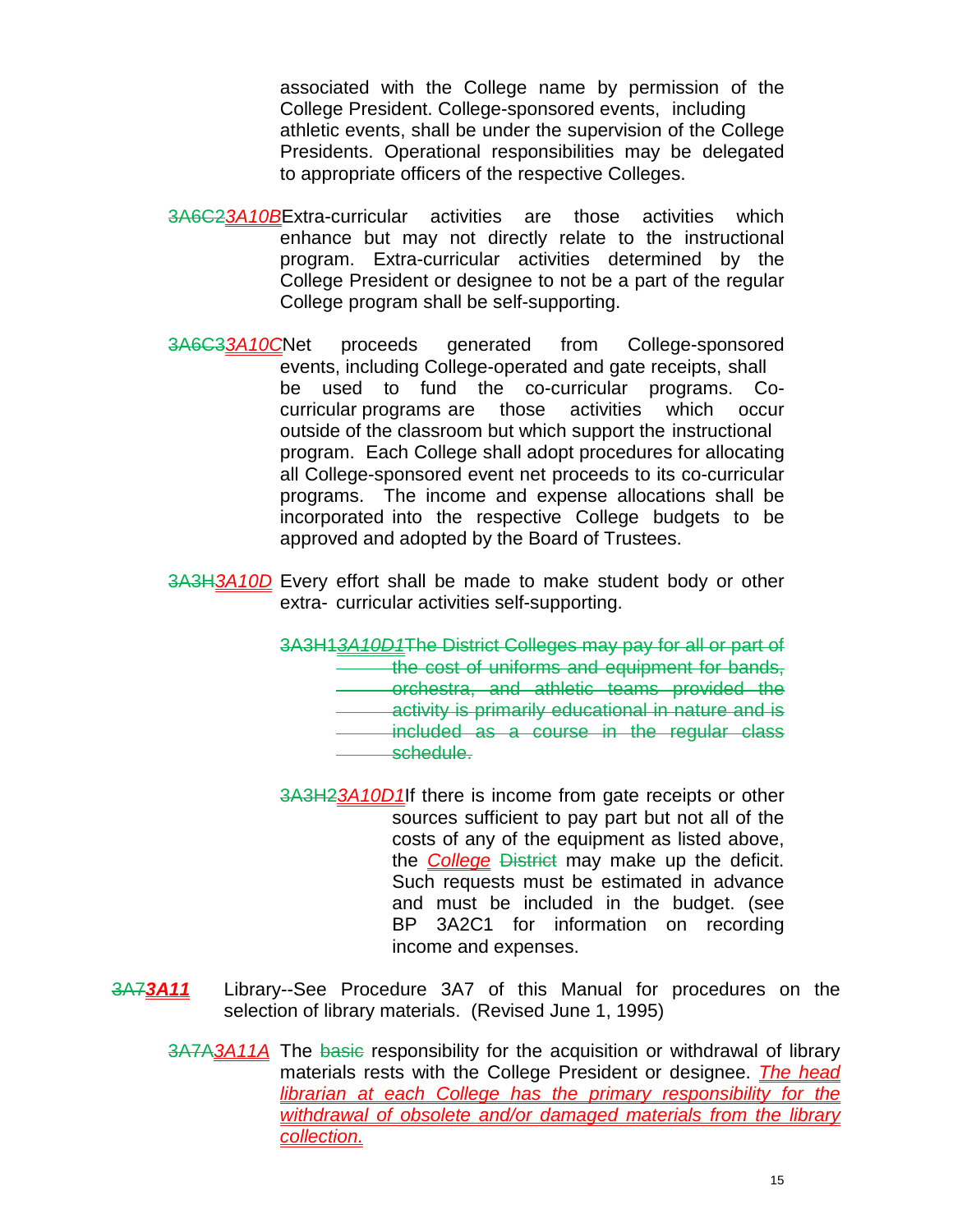associated with the College name by permission of the College President. College-sponsored events, including athletic events, shall be under the supervision of the College Presidents. Operational responsibilities may be delegated to appropriate officers of the respective Colleges.

~~3A6C2~~*3A10B* Extra-curricular activities are those activities which enhance but may not directly relate to the instructional program. Extra-curricular activities determined by the College President or designee to not be a part of the regular College program shall be self-supporting.

~~3A6C3~~*3A10C* Net proceeds generated from College-sponsored events, including College-operated and gate receipts, shall be used to fund the co-curricular programs. Co-curricular programs are those activities which occur outside of the classroom but which support the instructional program. Each College shall adopt procedures for allocating all College-sponsored event net proceeds to its co-curricular programs. The income and expense allocations shall be incorporated into the respective College budgets to be approved and adopted by the Board of Trustees.

~~3A3H~~*3A10D* Every effort shall be made to make student body or other extra- curricular activities self-supporting.

~~3A3H1~~~~*3A10D1*~~~~The District Colleges may pay for all or part of the cost of uniforms and equipment for bands, orchestra, and athletic teams provided the activity is primarily educational in nature and is included as a course in the regular class schedule.~~

~~3A3H2~~*3A10D1* If there is income from gate receipts or other sources sufficient to pay part but not all of the costs of any of the equipment as listed above, the *College* ~~District~~ may make up the deficit. Such requests must be estimated in advance and must be included in the budget. (see BP 3A2C1 for information on recording income and expenses.

~~3A7~~***3A11*** Library--See Procedure 3A7 of this Manual for procedures on the selection of library materials. (Revised June 1, 1995)

~~3A7A~~*3A11A* The ~~basic~~ responsibility for the acquisition or withdrawal of library materials rests with the College President or designee. *The head librarian at each College has the primary responsibility for the withdrawal of obsolete and/or damaged materials from the library collection.*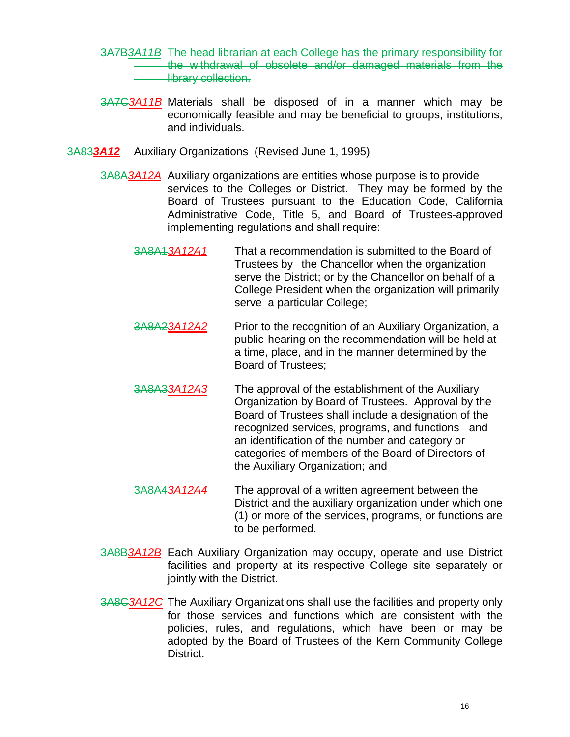~~3A7B~~*3A11B* ~~The head librarian at each College has the primary responsibility for the withdrawal of obsolete and/or damaged materials from the library collection.~~

~~3A7C~~*3A11B* Materials shall be disposed of in a manner which may be economically feasible and may be beneficial to groups, institutions, and individuals.

~~3A83~~***3A12*** Auxiliary Organizations (Revised June 1, 1995)

~~3A8A~~*3A12A* Auxiliary organizations are entities whose purpose is to provide services to the Colleges or District. They may be formed by the Board of Trustees pursuant to the Education Code, California Administrative Code, Title 5, and Board of Trustees-approved implementing regulations and shall require:

~~3A8A1~~*3A12A1* That a recommendation is submitted to the Board of Trustees by the Chancellor when the organization serve the District; or by the Chancellor on behalf of a College President when the organization will primarily serve a particular College;

~~3A8A2~~*3A12A2* Prior to the recognition of an Auxiliary Organization, a public hearing on the recommendation will be held at a time, place, and in the manner determined by the Board of Trustees;

~~3A8A3~~*3A12A3* The approval of the establishment of the Auxiliary Organization by Board of Trustees. Approval by the Board of Trustees shall include a designation of the recognized services, programs, and functions and an identification of the number and category or categories of members of the Board of Directors of the Auxiliary Organization; and

~~3A8A4~~*3A12A4* The approval of a written agreement between the District and the auxiliary organization under which one (1) or more of the services, programs, or functions are to be performed.

~~3A8B~~*3A12B* Each Auxiliary Organization may occupy, operate and use District facilities and property at its respective College site separately or jointly with the District.

~~3A8C~~*3A12C* The Auxiliary Organizations shall use the facilities and property only for those services and functions which are consistent with the policies, rules, and regulations, which have been or may be adopted by the Board of Trustees of the Kern Community College District.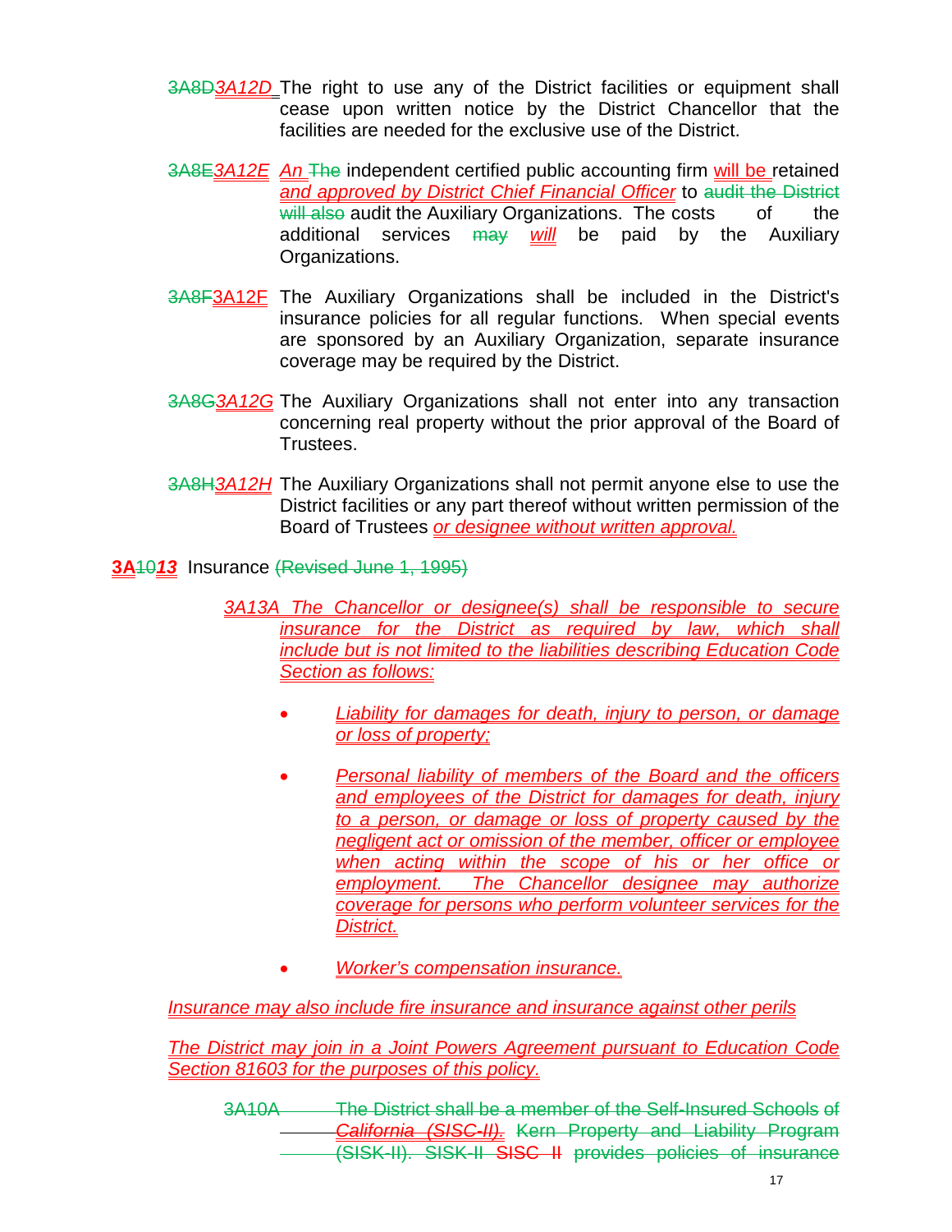3A8D*3A12D* The right to use any of the District facilities or equipment shall cease upon written notice by the District Chancellor that the facilities are needed for the exclusive use of the District.

3A8E*3A12E* *An* The independent certified public accounting firm will be retained *and approved by District Chief Financial Officer* to audit the District will also audit the Auxiliary Organizations. The costs of the additional services may *will* be paid by the Auxiliary Organizations.

3A8F3A12F The Auxiliary Organizations shall be included in the District's insurance policies for all regular functions. When special events are sponsored by an Auxiliary Organization, separate insurance coverage may be required by the District.

3A8G*3A12G* The Auxiliary Organizations shall not enter into any transaction concerning real property without the prior approval of the Board of Trustees.

3A8H*3A12H* The Auxiliary Organizations shall not permit anyone else to use the District facilities or any part thereof without written permission of the Board of Trustees *or designee without written approval.*

**3A**10***13*** Insurance (Revised June 1, 1995)

*3A13A The Chancellor or designee(s) shall be responsible to secure insurance for the District as required by law, which shall include but is not limited to the liabilities describing Education Code Section as follows:*

- *Liability for damages for death, injury to person, or damage or loss of property;*
- *Personal liability of members of the Board and the officers and employees of the District for damages for death, injury to a person, or damage or loss of property caused by the negligent act or omission of the member, officer or employee when acting within the scope of his or her office or employment. The Chancellor designee may authorize coverage for persons who perform volunteer services for the District.*
- *Worker's compensation insurance.*

*Insurance may also include fire insurance and insurance against other perils*

*The District may join in a Joint Powers Agreement pursuant to Education Code Section 81603 for the purposes of this policy.*

3A10A The District shall be a member of the Self-Insured Schools of *California (SISC-II).* Kern Property and Liability Program (SISK-II). SISK-II SISC II provides policies of insurance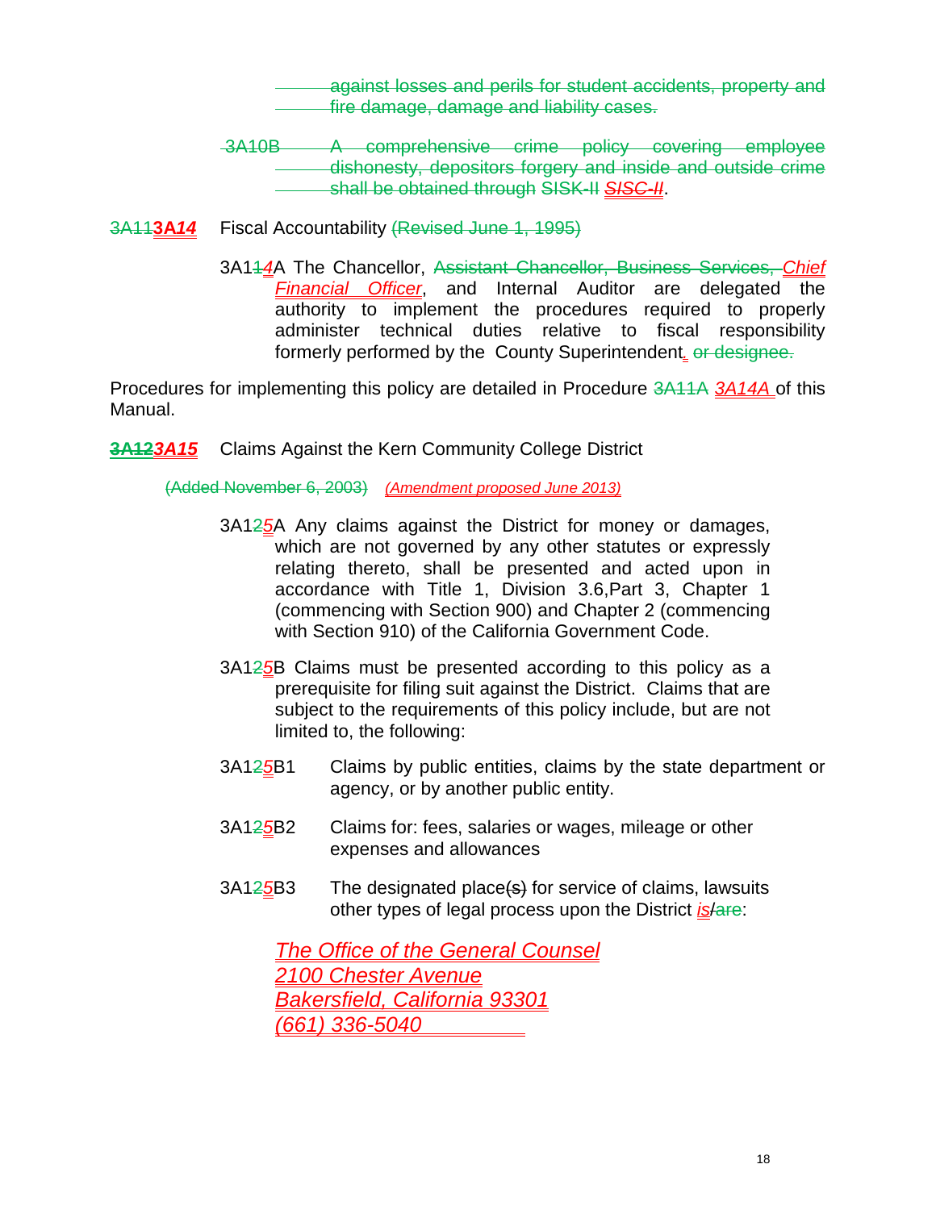~~against losses and perils for student accidents, property and fire damage, damage and liability cases.~~

~~3A10B A comprehensive crime policy covering employee dishonesty, depositors forgery and inside and outside crime shall be obtained through~~ SISK-II ***SISC-II***.

~~3A11~~***3A14*** Fiscal Accountability ~~(Revised June 1, 1995)~~

3A1~~1~~*4*A The Chancellor, ~~Assistant Chancellor, Business Services,~~ *Chief Financial Officer*, and Internal Auditor are delegated the authority to implement the procedures required to properly administer technical duties relative to fiscal responsibility formerly performed by the County Superintendent*.* ~~or designee.~~

Procedures for implementing this policy are detailed in Procedure ~~3A11A~~ *3A14A* of this Manual.

~~**3A12**~~***3A15*** Claims Against the Kern Community College District

~~(Added November 6, 2003)~~ *(Amendment proposed June 2013)*

3A1~~2~~*5*A Any claims against the District for money or damages, which are not governed by any other statutes or expressly relating thereto, shall be presented and acted upon in accordance with Title 1, Division 3.6,Part 3, Chapter 1 (commencing with Section 900) and Chapter 2 (commencing with Section 910) of the California Government Code.

3A1~~2~~*5*B Claims must be presented according to this policy as a prerequisite for filing suit against the District. Claims that are subject to the requirements of this policy include, but are not limited to, the following:

3A1~~2~~*5*B1 Claims by public entities, claims by the state department or agency, or by another public entity.

3A1~~2~~*5*B2 Claims for: fees, salaries or wages, mileage or other expenses and allowances

3A1~~2~~*5*B3 The designated place~~(s)~~ for service of claims, lawsuits other types of legal process upon the District *is*/~~are~~:

*The Office of the General Counsel*
*2100 Chester Avenue*
*Bakersfield, California 93301*
*(661) 336-5040*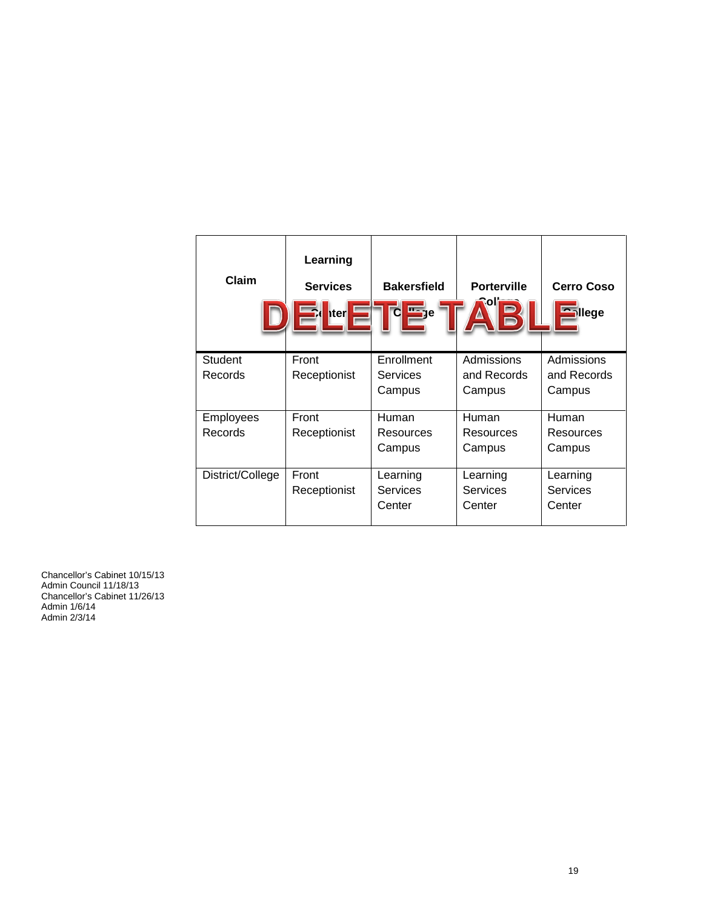DELETE TABLE

| Claim | Learning Services Center | Bakersfield College | Porterville College | Cerro Coso College |
|---|---|---|---|---|
| Student Records | Front Receptionist | Enrollment Services Campus | Admissions and Records Campus | Admissions and Records Campus |
| Employees Records | Front Receptionist | Human Resources Campus | Human Resources Campus | Human Resources Campus |
| District/College | Front Receptionist | Learning Services Center | Learning Services Center | Learning Services Center |

Chancellor's Cabinet 10/15/13
Admin Council 11/18/13
Chancellor's Cabinet 11/26/13
Admin 1/6/14
Admin 2/3/14